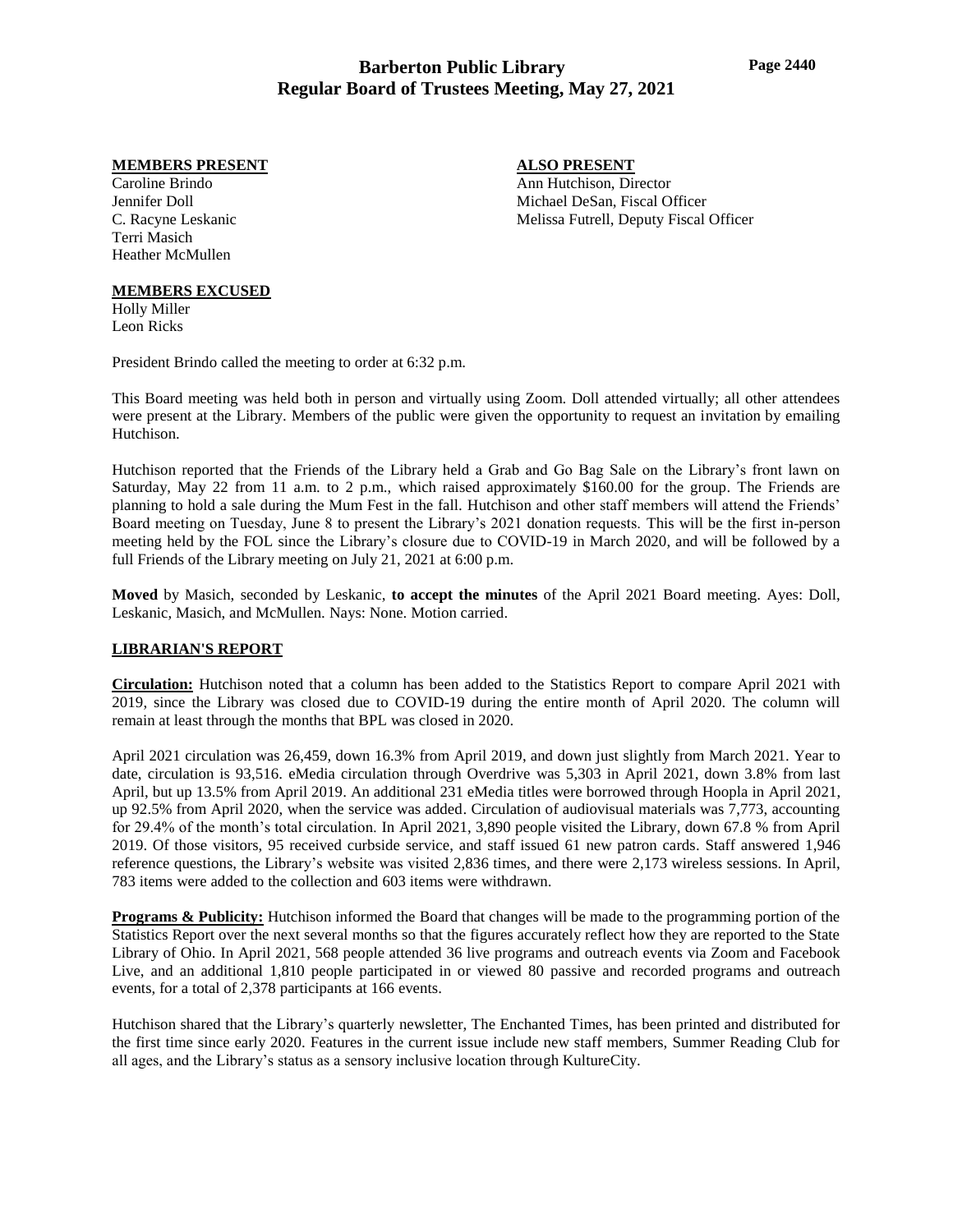# Barberton Public Library
## Regular Board of Trustees Meeting, May 27, 2021

**MEMBERS PRESENT**

Caroline Brindo
Jennifer Doll
C. Racyne Leskanic
Terri Masich
Heather McMullen

**ALSO PRESENT**

Ann Hutchison, Director
Michael DeSan, Fiscal Officer
Melissa Futrell, Deputy Fiscal Officer

**MEMBERS EXCUSED**

Holly Miller
Leon Ricks

President Brindo called the meeting to order at 6:32 p.m.

This Board meeting was held both in person and virtually using Zoom. Doll attended virtually; all other attendees were present at the Library. Members of the public were given the opportunity to request an invitation by emailing Hutchison.

Hutchison reported that the Friends of the Library held a Grab and Go Bag Sale on the Library's front lawn on Saturday, May 22 from 11 a.m. to 2 p.m., which raised approximately $160.00 for the group. The Friends are planning to hold a sale during the Mum Fest in the fall. Hutchison and other staff members will attend the Friends' Board meeting on Tuesday, June 8 to present the Library's 2021 donation requests. This will be the first in-person meeting held by the FOL since the Library's closure due to COVID-19 in March 2020, and will be followed by a full Friends of the Library meeting on July 21, 2021 at 6:00 p.m.

**Moved** by Masich, seconded by Leskanic, **to accept the minutes** of the April 2021 Board meeting. Ayes: Doll, Leskanic, Masich, and McMullen. Nays: None. Motion carried.

**LIBRARIAN'S REPORT**

**Circulation:** Hutchison noted that a column has been added to the Statistics Report to compare April 2021 with 2019, since the Library was closed due to COVID-19 during the entire month of April 2020. The column will remain at least through the months that BPL was closed in 2020.

April 2021 circulation was 26,459, down 16.3% from April 2019, and down just slightly from March 2021. Year to date, circulation is 93,516. eMedia circulation through Overdrive was 5,303 in April 2021, down 3.8% from last April, but up 13.5% from April 2019. An additional 231 eMedia titles were borrowed through Hoopla in April 2021, up 92.5% from April 2020, when the service was added. Circulation of audiovisual materials was 7,773, accounting for 29.4% of the month's total circulation. In April 2021, 3,890 people visited the Library, down 67.8 % from April 2019. Of those visitors, 95 received curbside service, and staff issued 61 new patron cards. Staff answered 1,946 reference questions, the Library's website was visited 2,836 times, and there were 2,173 wireless sessions. In April, 783 items were added to the collection and 603 items were withdrawn.

**Programs & Publicity:** Hutchison informed the Board that changes will be made to the programming portion of the Statistics Report over the next several months so that the figures accurately reflect how they are reported to the State Library of Ohio. In April 2021, 568 people attended 36 live programs and outreach events via Zoom and Facebook Live, and an additional 1,810 people participated in or viewed 80 passive and recorded programs and outreach events, for a total of 2,378 participants at 166 events.

Hutchison shared that the Library's quarterly newsletter, The Enchanted Times, has been printed and distributed for the first time since early 2020. Features in the current issue include new staff members, Summer Reading Club for all ages, and the Library's status as a sensory inclusive location through KultureCity.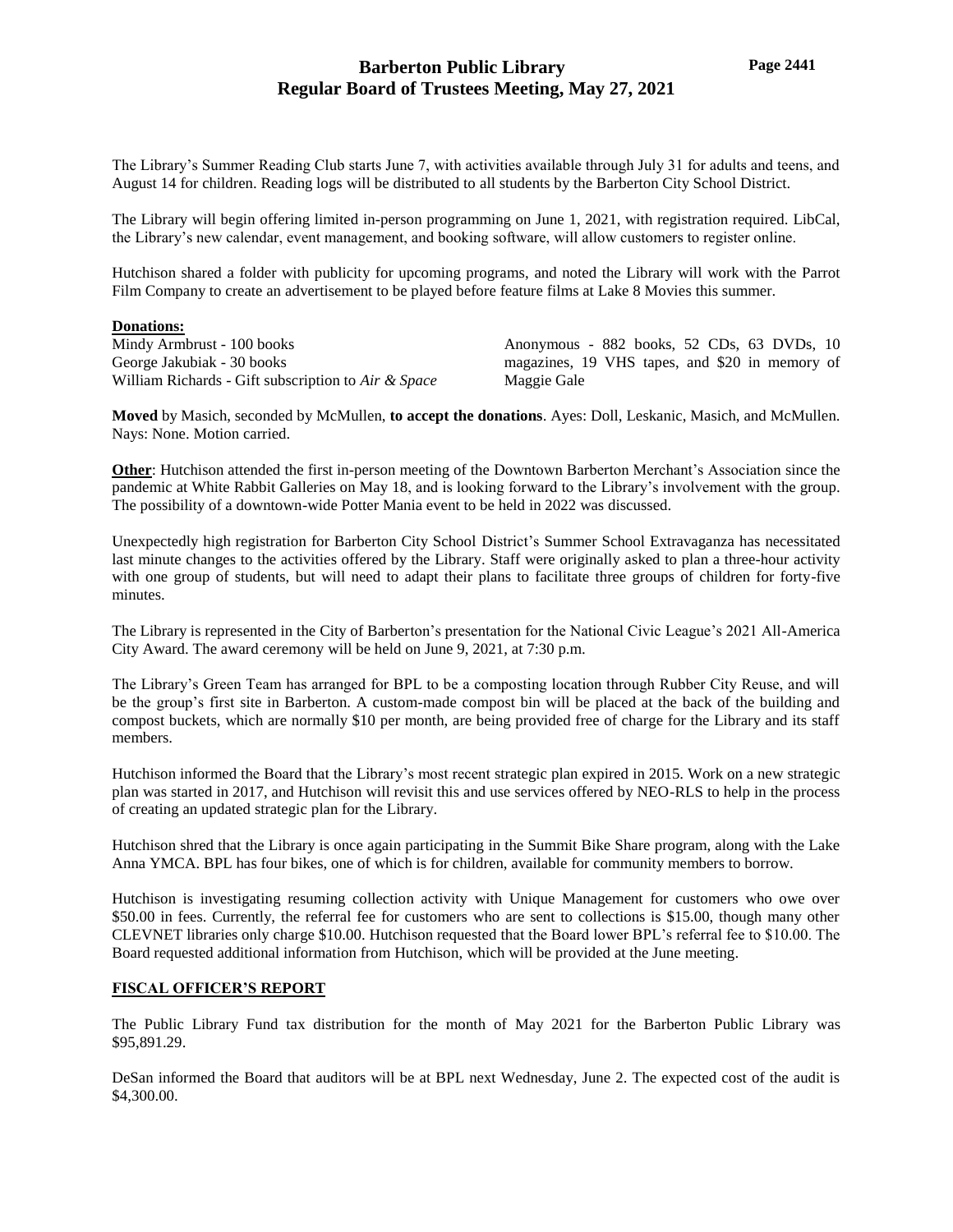The Library's Summer Reading Club starts June 7, with activities available through July 31 for adults and teens, and August 14 for children. Reading logs will be distributed to all students by the Barberton City School District.

The Library will begin offering limited in-person programming on June 1, 2021, with registration required. LibCal, the Library's new calendar, event management, and booking software, will allow customers to register online.

Hutchison shared a folder with publicity for upcoming programs, and noted the Library will work with the Parrot Film Company to create an advertisement to be played before feature films at Lake 8 Movies this summer.

**Donations:**

Mindy Armbrust - 100 books
George Jakubiak - 30 books
William Richards - Gift subscription to *Air & Space*
Anonymous - 882 books, 52 CDs, 63 DVDs, 10 magazines, 19 VHS tapes, and $20 in memory of Maggie Gale

**Moved** by Masich, seconded by McMullen, **to accept the donations**. Ayes: Doll, Leskanic, Masich, and McMullen. Nays: None. Motion carried.

**Other**: Hutchison attended the first in-person meeting of the Downtown Barberton Merchant's Association since the pandemic at White Rabbit Galleries on May 18, and is looking forward to the Library's involvement with the group. The possibility of a downtown-wide Potter Mania event to be held in 2022 was discussed.

Unexpectedly high registration for Barberton City School District's Summer School Extravaganza has necessitated last minute changes to the activities offered by the Library. Staff were originally asked to plan a three-hour activity with one group of students, but will need to adapt their plans to facilitate three groups of children for forty-five minutes.

The Library is represented in the City of Barberton's presentation for the National Civic League's 2021 All-America City Award. The award ceremony will be held on June 9, 2021, at 7:30 p.m.

The Library's Green Team has arranged for BPL to be a composting location through Rubber City Reuse, and will be the group's first site in Barberton. A custom-made compost bin will be placed at the back of the building and compost buckets, which are normally $10 per month, are being provided free of charge for the Library and its staff members.

Hutchison informed the Board that the Library's most recent strategic plan expired in 2015. Work on a new strategic plan was started in 2017, and Hutchison will revisit this and use services offered by NEO-RLS to help in the process of creating an updated strategic plan for the Library.

Hutchison shred that the Library is once again participating in the Summit Bike Share program, along with the Lake Anna YMCA. BPL has four bikes, one of which is for children, available for community members to borrow.

Hutchison is investigating resuming collection activity with Unique Management for customers who owe over $50.00 in fees. Currently, the referral fee for customers who are sent to collections is $15.00, though many other CLEVNET libraries only charge $10.00. Hutchison requested that the Board lower BPL's referral fee to $10.00. The Board requested additional information from Hutchison, which will be provided at the June meeting.

## FISCAL OFFICER'S REPORT

The Public Library Fund tax distribution for the month of May 2021 for the Barberton Public Library was $95,891.29.

DeSan informed the Board that auditors will be at BPL next Wednesday, June 2. The expected cost of the audit is $4,300.00.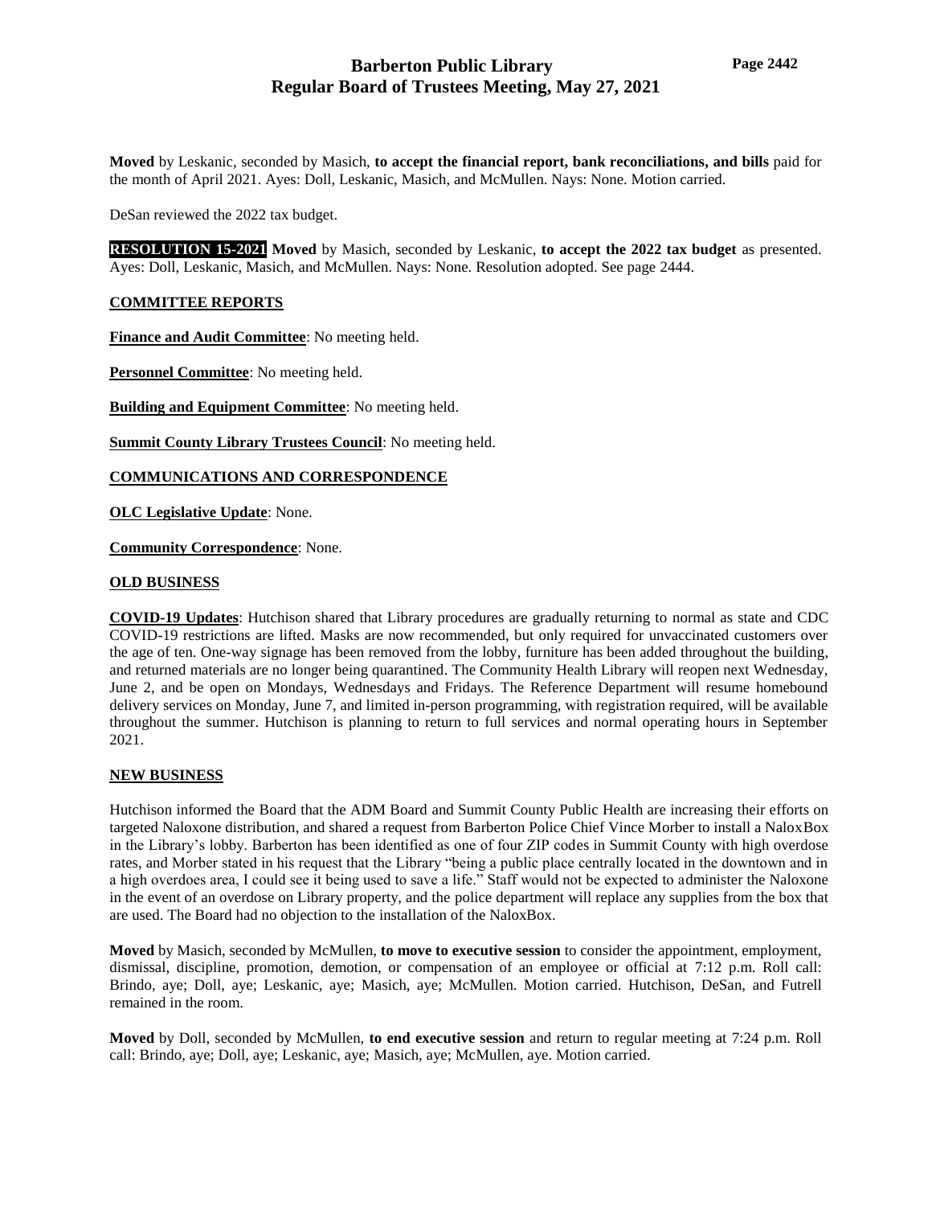**Moved** by Leskanic, seconded by Masich, **to accept the financial report, bank reconciliations, and bills** paid for the month of April 2021. Ayes: Doll, Leskanic, Masich, and McMullen. Nays: None. Motion carried.

DeSan reviewed the 2022 tax budget.

**RESOLUTION 15-2021** **Moved** by Masich, seconded by Leskanic, **to accept the 2022 tax budget** as presented. Ayes: Doll, Leskanic, Masich, and McMullen. Nays: None. Resolution adopted. See page 2444.

## COMMITTEE REPORTS

**Finance and Audit Committee**: No meeting held.

**Personnel Committee**: No meeting held.

**Building and Equipment Committee**: No meeting held.

**Summit County Library Trustees Council**: No meeting held.

## COMMUNICATIONS AND CORRESPONDENCE

**OLC Legislative Update**: None.

**Community Correspondence**: None.

## OLD BUSINESS

**COVID-19 Updates**: Hutchison shared that Library procedures are gradually returning to normal as state and CDC COVID-19 restrictions are lifted. Masks are now recommended, but only required for unvaccinated customers over the age of ten. One-way signage has been removed from the lobby, furniture has been added throughout the building, and returned materials are no longer being quarantined. The Community Health Library will reopen next Wednesday, June 2, and be open on Mondays, Wednesdays and Fridays. The Reference Department will resume homebound delivery services on Monday, June 7, and limited in-person programming, with registration required, will be available throughout the summer. Hutchison is planning to return to full services and normal operating hours in September 2021.

## NEW BUSINESS

Hutchison informed the Board that the ADM Board and Summit County Public Health are increasing their efforts on targeted Naloxone distribution, and shared a request from Barberton Police Chief Vince Morber to install a NaloxBox in the Library's lobby. Barberton has been identified as one of four ZIP codes in Summit County with high overdose rates, and Morber stated in his request that the Library "being a public place centrally located in the downtown and in a high overdoes area, I could see it being used to save a life." Staff would not be expected to administer the Naloxone in the event of an overdose on Library property, and the police department will replace any supplies from the box that are used. The Board had no objection to the installation of the NaloxBox.

**Moved** by Masich, seconded by McMullen, **to move to executive session** to consider the appointment, employment, dismissal, discipline, promotion, demotion, or compensation of an employee or official at 7:12 p.m. Roll call: Brindo, aye; Doll, aye; Leskanic, aye; Masich, aye; McMullen. Motion carried. Hutchison, DeSan, and Futrell remained in the room.

**Moved** by Doll, seconded by McMullen, **to end executive session** and return to regular meeting at 7:24 p.m. Roll call: Brindo, aye; Doll, aye; Leskanic, aye; Masich, aye; McMullen, aye. Motion carried.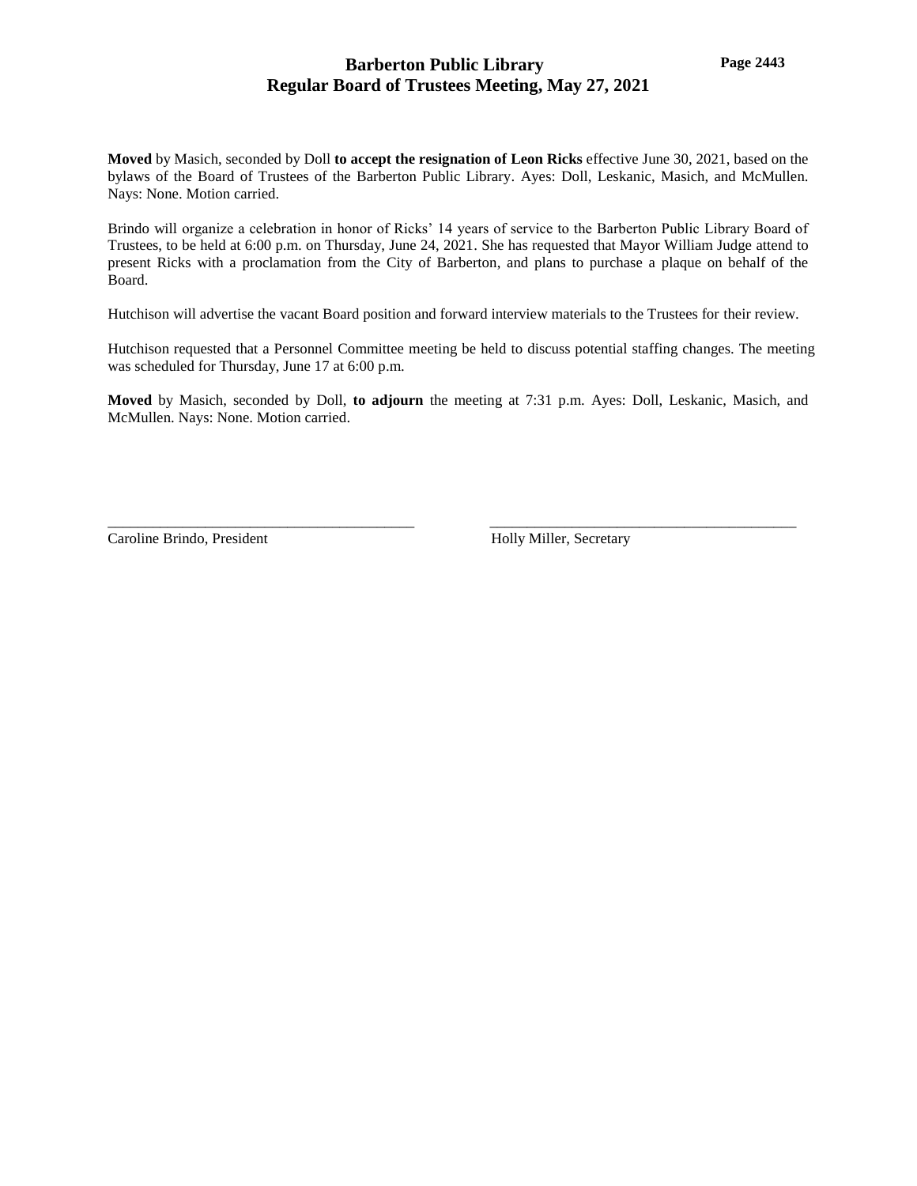**Moved** by Masich, seconded by Doll **to accept the resignation of Leon Ricks** effective June 30, 2021, based on the bylaws of the Board of Trustees of the Barberton Public Library. Ayes: Doll, Leskanic, Masich, and McMullen. Nays: None. Motion carried.

Brindo will organize a celebration in honor of Ricks' 14 years of service to the Barberton Public Library Board of Trustees, to be held at 6:00 p.m. on Thursday, June 24, 2021. She has requested that Mayor William Judge attend to present Ricks with a proclamation from the City of Barberton, and plans to purchase a plaque on behalf of the Board.

Hutchison will advertise the vacant Board position and forward interview materials to the Trustees for their review.

Hutchison requested that a Personnel Committee meeting be held to discuss potential staffing changes. The meeting was scheduled for Thursday, June 17 at 6:00 p.m.

**Moved** by Masich, seconded by Doll, **to adjourn** the meeting at 7:31 p.m. Ayes: Doll, Leskanic, Masich, and McMullen. Nays: None. Motion carried.

\_\_\_\_\_\_\_\_\_\_\_\_\_\_\_\_\_\_\_\_\_\_\_\_\_\_\_\_\_\_\_\_\_\_\_\_\_\_\_\_
Caroline Brindo, President

\_\_\_\_\_\_\_\_\_\_\_\_\_\_\_\_\_\_\_\_\_\_\_\_\_\_\_\_\_\_\_\_\_\_\_\_\_\_\_\_
Holly Miller, Secretary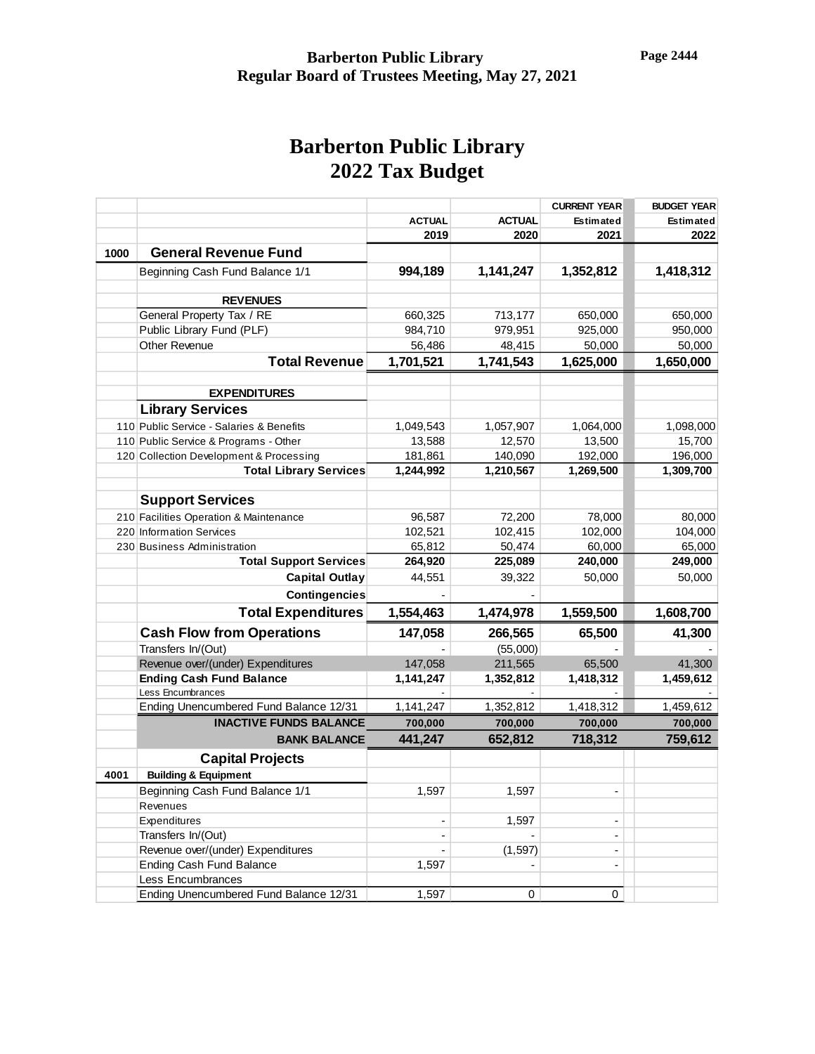# Barberton Public Library
# 2022 Tax Budget

| | | | | CURRENT YEAR | BUDGET YEAR |
|---|---|---|---|---|---|
| | | ACTUAL | ACTUAL | Estimated | Estimated |
| | | 2019 | 2020 | 2021 | 2022 |
| 1000 | **General Revenue Fund** | | | | |
| | Beginning Cash Fund Balance 1/1 | **994,189** | **1,141,247** | **1,352,812** | **1,418,312** |
| | **REVENUES** | | | | |
| | General Property Tax / RE | 660,325 | 713,177 | 650,000 | 650,000 |
| | Public Library Fund (PLF) | 984,710 | 979,951 | 925,000 | 950,000 |
| | Other Revenue | 56,486 | 48,415 | 50,000 | 50,000 |
| | **Total Revenue** | **1,701,521** | **1,741,543** | **1,625,000** | **1,650,000** |
| | **EXPENDITURES** | | | | |
| | **Library Services** | | | | |
| 110 | Public Service - Salaries & Benefits | 1,049,543 | 1,057,907 | 1,064,000 | 1,098,000 |
| 110 | Public Service & Programs - Other | 13,588 | 12,570 | 13,500 | 15,700 |
| 120 | Collection Development & Processing | 181,861 | 140,090 | 192,000 | 196,000 |
| | **Total Library Services** | **1,244,992** | **1,210,567** | **1,269,500** | **1,309,700** |
| | **Support Services** | | | | |
| 210 | Facilities Operation & Maintenance | 96,587 | 72,200 | 78,000 | 80,000 |
| 220 | Information Services | 102,521 | 102,415 | 102,000 | 104,000 |
| 230 | Business Administration | 65,812 | 50,474 | 60,000 | 65,000 |
| | **Total Support Services** | **264,920** | **225,089** | **240,000** | **249,000** |
| | **Capital Outlay** | 44,551 | 39,322 | 50,000 | 50,000 |
| | **Contingencies** | - | - | | |
| | **Total Expenditures** | **1,554,463** | **1,474,978** | **1,559,500** | **1,608,700** |
| | **Cash Flow from Operations** | **147,058** | **266,565** | **65,500** | **41,300** |
| | Transfers In/(Out) | - | (55,000) | - | - |
| | Revenue over/(under) Expenditures | 147,058 | 211,565 | 65,500 | 41,300 |
| | **Ending Cash Fund Balance** | **1,141,247** | **1,352,812** | **1,418,312** | **1,459,612** |
| | Less Encumbrances | - | - | - | - |
| | Ending Unencumbered Fund Balance 12/31 | 1,141,247 | 1,352,812 | 1,418,312 | 1,459,612 |
| | **INACTIVE FUNDS BALANCE** | **700,000** | **700,000** | **700,000** | **700,000** |
| | **BANK BALANCE** | **441,247** | **652,812** | **718,312** | **759,612** |
| | **Capital Projects** | | | | |
| 4001 | **Building & Equipment** | | | | |
| | Beginning Cash Fund Balance 1/1 | 1,597 | 1,597 | - | |
| | Revenues | | | | |
| | Expenditures | - | 1,597 | - | |
| | Transfers In/(Out) | - | - | - | |
| | Revenue over/(under) Expenditures | - | (1,597) | - | |
| | Ending Cash Fund Balance | 1,597 | - | - | |
| | Less Encumbrances | | | | |
| | Ending Unencumbered Fund Balance 12/31 | 1,597 | 0 | 0 | |